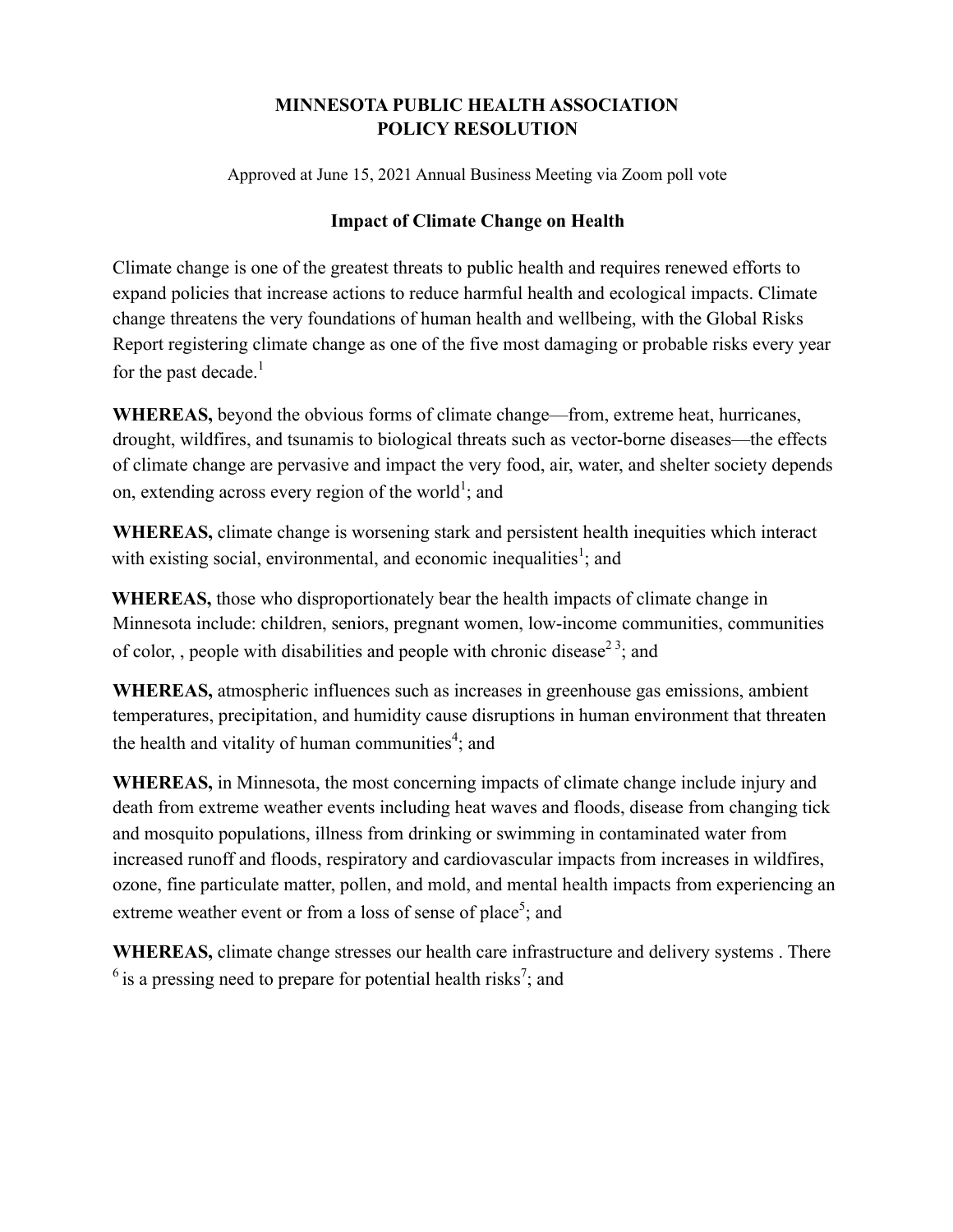# MINNESOTA PUBLIC HEALTH ASSOCIATION
# POLICY RESOLUTION

Approved at June 15, 2021 Annual Business Meeting via Zoom poll vote

## Impact of Climate Change on Health

Climate change is one of the greatest threats to public health and requires renewed efforts to expand policies that increase actions to reduce harmful health and ecological impacts. Climate change threatens the very foundations of human health and wellbeing, with the Global Risks Report registering climate change as one of the five most damaging or probable risks every year for the past decade.[1]

**WHEREAS,** beyond the obvious forms of climate change—from, extreme heat, hurricanes, drought, wildfires, and tsunamis to biological threats such as vector-borne diseases—the effects of climate change are pervasive and impact the very food, air, water, and shelter society depends on, extending across every region of the world[1]; and

**WHEREAS,** climate change is worsening stark and persistent health inequities which interact with existing social, environmental, and economic inequalities[1]; and

**WHEREAS,** those who disproportionately bear the health impacts of climate change in Minnesota include: children, seniors, pregnant women, low-income communities, communities of color, , people with disabilities and people with chronic disease[2,3]; and

**WHEREAS,** atmospheric influences such as increases in greenhouse gas emissions, ambient temperatures, precipitation, and humidity cause disruptions in human environment that threaten the health and vitality of human communities[4]; and

**WHEREAS,** in Minnesota, the most concerning impacts of climate change include injury and death from extreme weather events including heat waves and floods, disease from changing tick and mosquito populations, illness from drinking or swimming in contaminated water from increased runoff and floods, respiratory and cardiovascular impacts from increases in wildfires, ozone, fine particulate matter, pollen, and mold, and mental health impacts from experiencing an extreme weather event or from a loss of sense of place[5]; and

**WHEREAS,** climate change stresses our health care infrastructure and delivery systems . There [6] is a pressing need to prepare for potential health risks[7]; and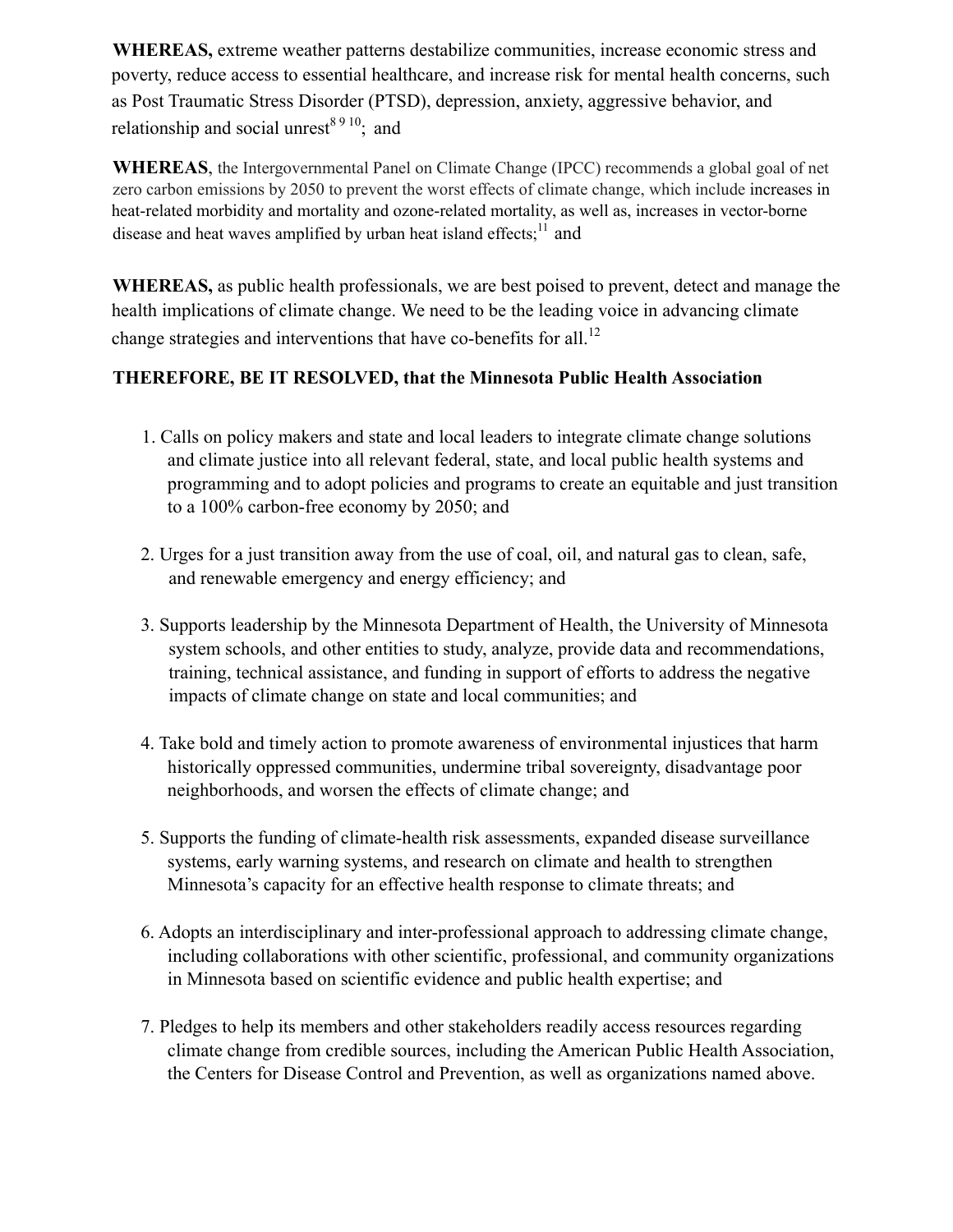**WHEREAS,** extreme weather patterns destabilize communities, increase economic stress and poverty, reduce access to essential healthcare, and increase risk for mental health concerns, such as Post Traumatic Stress Disorder (PTSD), depression, anxiety, aggressive behavior, and relationship and social unrest[8 9 10]; and

**WHEREAS**, the Intergovernmental Panel on Climate Change (IPCC) recommends a global goal of net zero carbon emissions by 2050 to prevent the worst effects of climate change, which include increases in heat-related morbidity and mortality and ozone-related mortality, as well as, increases in vector-borne disease and heat waves amplified by urban heat island effects;[11] and

**WHEREAS,** as public health professionals, we are best poised to prevent, detect and manage the health implications of climate change. We need to be the leading voice in advancing climate change strategies and interventions that have co-benefits for all.[12]

**THEREFORE, BE IT RESOLVED, that the Minnesota Public Health Association**

1. Calls on policy makers and state and local leaders to integrate climate change solutions and climate justice into all relevant federal, state, and local public health systems and programming and to adopt policies and programs to create an equitable and just transition to a 100% carbon-free economy by 2050; and

2. Urges for a just transition away from the use of coal, oil, and natural gas to clean, safe, and renewable emergency and energy efficiency; and

3. Supports leadership by the Minnesota Department of Health, the University of Minnesota system schools, and other entities to study, analyze, provide data and recommendations, training, technical assistance, and funding in support of efforts to address the negative impacts of climate change on state and local communities; and

4. Take bold and timely action to promote awareness of environmental injustices that harm historically oppressed communities, undermine tribal sovereignty, disadvantage poor neighborhoods, and worsen the effects of climate change; and

5. Supports the funding of climate-health risk assessments, expanded disease surveillance systems, early warning systems, and research on climate and health to strengthen Minnesota's capacity for an effective health response to climate threats; and

6. Adopts an interdisciplinary and inter-professional approach to addressing climate change, including collaborations with other scientific, professional, and community organizations in Minnesota based on scientific evidence and public health expertise; and

7. Pledges to help its members and other stakeholders readily access resources regarding climate change from credible sources, including the American Public Health Association, the Centers for Disease Control and Prevention, as well as organizations named above.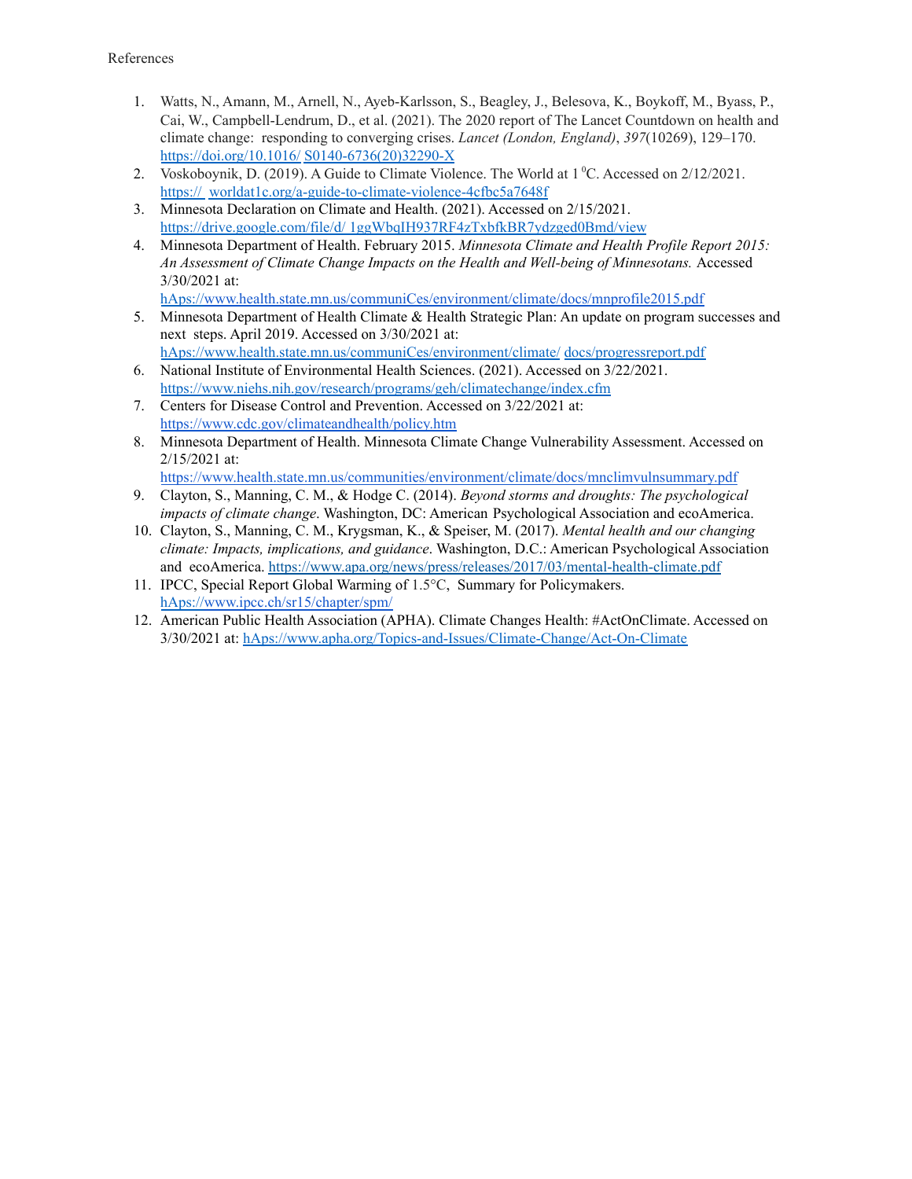References

1. Watts, N., Amann, M., Arnell, N., Ayeb-Karlsson, S., Beagley, J., Belesova, K., Boykoff, M., Byass, P., Cai, W., Campbell-Lendrum, D., et al. (2021). The 2020 report of The Lancet Countdown on health and climate change: responding to converging crises. *Lancet (London, England)*, *397*(10269), 129–170. https://doi.org/10.1016/ S0140-6736(20)32290-X
2. Voskoboynik, D. (2019). A Guide to Climate Violence. The World at 1 $^0$C. Accessed on 2/12/2021. https:// worldat1c.org/a-guide-to-climate-violence-4cfbc5a7648f
3. Minnesota Declaration on Climate and Health. (2021). Accessed on 2/15/2021. https://drive.google.com/file/d/ 1ggWbqIH937RF4zTxbfkBR7ydzged0Bmd/view
4. Minnesota Department of Health. February 2015. *Minnesota Climate and Health Profile Report 2015: An Assessment of Climate Change Impacts on the Health and Well-being of Minnesotans.* Accessed 3/30/2021 at: hAps://www.health.state.mn.us/communiCes/environment/climate/docs/mnprofile2015.pdf
5. Minnesota Department of Health Climate & Health Strategic Plan: An update on program successes and next steps. April 2019. Accessed on 3/30/2021 at: hAps://www.health.state.mn.us/communiCes/environment/climate/ docs/progressreport.pdf
6. National Institute of Environmental Health Sciences. (2021). Accessed on 3/22/2021. https://www.niehs.nih.gov/research/programs/geh/climatechange/index.cfm
7. Centers for Disease Control and Prevention. Accessed on 3/22/2021 at: https://www.cdc.gov/climateandhealth/policy.htm
8. Minnesota Department of Health. Minnesota Climate Change Vulnerability Assessment. Accessed on 2/15/2021 at: https://www.health.state.mn.us/communities/environment/climate/docs/mnclimvulnsummary.pdf
9. Clayton, S., Manning, C. M., & Hodge C. (2014). *Beyond storms and droughts: The psychological impacts of climate change*. Washington, DC: American Psychological Association and ecoAmerica.
10. Clayton, S., Manning, C. M., Krygsman, K., & Speiser, M. (2017). *Mental health and our changing climate: Impacts, implications, and guidance*. Washington, D.C.: American Psychological Association and ecoAmerica. https://www.apa.org/news/press/releases/2017/03/mental-health-climate.pdf
11. IPCC, Special Report Global Warming of 1.5°C, Summary for Policymakers. hAps://www.ipcc.ch/sr15/chapter/spm/
12. American Public Health Association (APHA). Climate Changes Health: #ActOnClimate. Accessed on 3/30/2021 at: hAps://www.apha.org/Topics-and-Issues/Climate-Change/Act-On-Climate